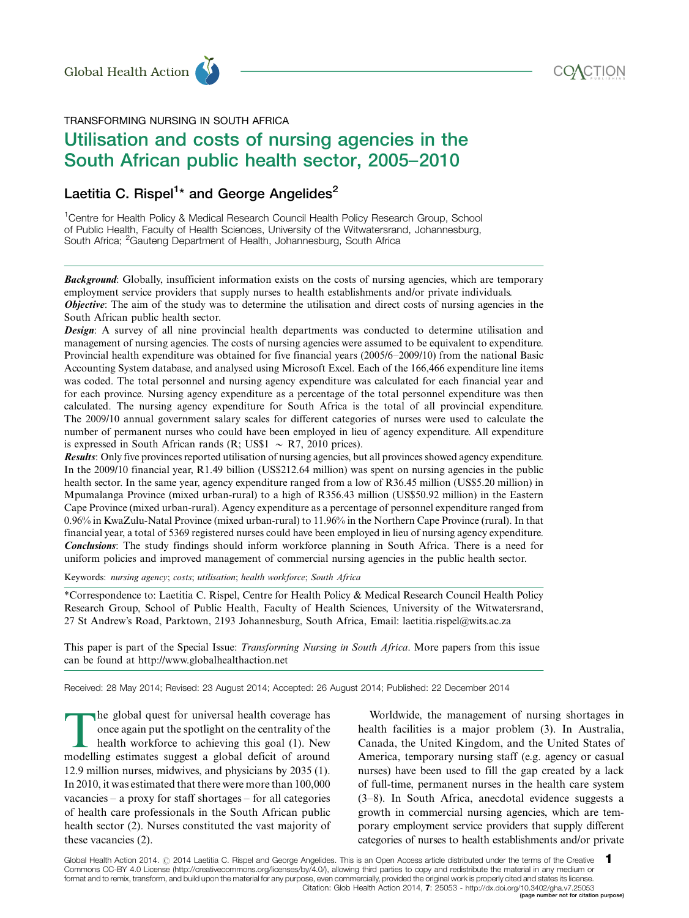TRANSFORMING NURSING IN SOUTH AFRICA

# Utilisation and costs of nursing agencies in the South African public health sector, 2005–2010

## Laetitia C. Rispel[1]* and George Angelides[2]

[1]Centre for Health Policy & Medical Research Council Health Policy Research Group, School of Public Health, Faculty of Health Sciences, University of the Witwatersrand, Johannesburg, South Africa; [2]Gauteng Department of Health, Johannesburg, South Africa

***Background***: Globally, insufficient information exists on the costs of nursing agencies, which are temporary employment service providers that supply nurses to health establishments and/or private individuals.

***Objective***: The aim of the study was to determine the utilisation and direct costs of nursing agencies in the South African public health sector.

***Design***: A survey of all nine provincial health departments was conducted to determine utilisation and management of nursing agencies. The costs of nursing agencies were assumed to be equivalent to expenditure. Provincial health expenditure was obtained for five financial years (2005/6–2009/10) from the national Basic Accounting System database, and analysed using Microsoft Excel. Each of the 166,466 expenditure line items was coded. The total personnel and nursing agency expenditure was calculated for each financial year and for each province. Nursing agency expenditure as a percentage of the total personnel expenditure was then calculated. The nursing agency expenditure for South Africa is the total of all provincial expenditure. The 2009/10 annual government salary scales for different categories of nurses were used to calculate the number of permanent nurses who could have been employed in lieu of agency expenditure. All expenditure is expressed in South African rands (R; US$1 ~ R7, 2010 prices).

***Results***: Only five provinces reported utilisation of nursing agencies, but all provinces showed agency expenditure. In the 2009/10 financial year, R1.49 billion (US$212.64 million) was spent on nursing agencies in the public health sector. In the same year, agency expenditure ranged from a low of R36.45 million (US$5.20 million) in Mpumalanga Province (mixed urban-rural) to a high of R356.43 million (US$50.92 million) in the Eastern Cape Province (mixed urban-rural). Agency expenditure as a percentage of personnel expenditure ranged from 0.96% in KwaZulu-Natal Province (mixed urban-rural) to 11.96% in the Northern Cape Province (rural). In that financial year, a total of 5369 registered nurses could have been employed in lieu of nursing agency expenditure.

***Conclusions***: The study findings should inform workforce planning in South Africa. There is a need for uniform policies and improved management of commercial nursing agencies in the public health sector.

Keywords: *nursing agency*; *costs*; *utilisation*; *health workforce*; *South Africa*

*Correspondence to: Laetitia C. Rispel, Centre for Health Policy & Medical Research Council Health Policy Research Group, School of Public Health, Faculty of Health Sciences, University of the Witwatersrand, 27 St Andrew's Road, Parktown, 2193 Johannesburg, South Africa, Email: laetitia.rispel@wits.ac.za

This paper is part of the Special Issue: *Transforming Nursing in South Africa*. More papers from this issue can be found at http://www.globalhealthaction.net

Received: 28 May 2014; Revised: 23 August 2014; Accepted: 26 August 2014; Published: 22 December 2014

The global quest for universal health coverage has once again put the spotlight on the centrality of the health workforce to achieving this goal (1). New modelling estimates suggest a global deficit of around 12.9 million nurses, midwives, and physicians by 2035 (1). In 2010, it was estimated that there were more than 100,000 vacancies – a proxy for staff shortages – for all categories of health care professionals in the South African public health sector (2). Nurses constituted the vast majority of these vacancies (2).

Worldwide, the management of nursing shortages in health facilities is a major problem (3). In Australia, Canada, the United Kingdom, and the United States of America, temporary nursing staff (e.g. agency or casual nurses) have been used to fill the gap created by a lack of full-time, permanent nurses in the health care system (3–8). In South Africa, anecdotal evidence suggests a growth in commercial nursing agencies, which are temporary employment service providers that supply different categories of nurses to health establishments and/or private

Global Health Action 2014. © 2014 Laetitia C. Rispel and George Angelides. This is an Open Access article distributed under the terms of the Creative Commons CC-BY 4.0 License (http://creativecommons.org/licenses/by/4.0/), allowing third parties to copy and redistribute the material in any medium or format and to remix, transform, and build upon the material for any purpose, even commercially, provided the original work is properly cited and states its license.
Citation: Glob Health Action 2014, 7: 25053 - http://dx.doi.org/10.3402/gha.v7.25053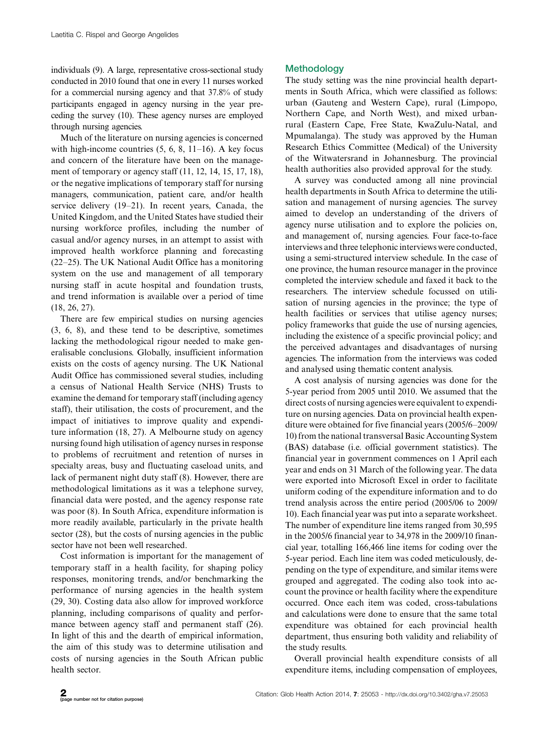individuals (9). A large, representative cross-sectional study conducted in 2010 found that one in every 11 nurses worked for a commercial nursing agency and that 37.8% of study participants engaged in agency nursing in the year preceding the survey (10). These agency nurses are employed through nursing agencies.

Much of the literature on nursing agencies is concerned with high-income countries (5, 6, 8, 11–16). A key focus and concern of the literature have been on the management of temporary or agency staff (11, 12, 14, 15, 17, 18), or the negative implications of temporary staff for nursing managers, communication, patient care, and/or health service delivery (19–21). In recent years, Canada, the United Kingdom, and the United States have studied their nursing workforce profiles, including the number of casual and/or agency nurses, in an attempt to assist with improved health workforce planning and forecasting (22–25). The UK National Audit Office has a monitoring system on the use and management of all temporary nursing staff in acute hospital and foundation trusts, and trend information is available over a period of time (18, 26, 27).

There are few empirical studies on nursing agencies (3, 6, 8), and these tend to be descriptive, sometimes lacking the methodological rigour needed to make generalisable conclusions. Globally, insufficient information exists on the costs of agency nursing. The UK National Audit Office has commissioned several studies, including a census of National Health Service (NHS) Trusts to examine the demand for temporary staff (including agency staff), their utilisation, the costs of procurement, and the impact of initiatives to improve quality and expenditure information (18, 27). A Melbourne study on agency nursing found high utilisation of agency nurses in response to problems of recruitment and retention of nurses in specialty areas, busy and fluctuating caseload units, and lack of permanent night duty staff (8). However, there are methodological limitations as it was a telephone survey, financial data were posted, and the agency response rate was poor (8). In South Africa, expenditure information is more readily available, particularly in the private health sector (28), but the costs of nursing agencies in the public sector have not been well researched.

Cost information is important for the management of temporary staff in a health facility, for shaping policy responses, monitoring trends, and/or benchmarking the performance of nursing agencies in the health system (29, 30). Costing data also allow for improved workforce planning, including comparisons of quality and performance between agency staff and permanent staff (26). In light of this and the dearth of empirical information, the aim of this study was to determine utilisation and costs of nursing agencies in the South African public health sector.

## Methodology

The study setting was the nine provincial health departments in South Africa, which were classified as follows: urban (Gauteng and Western Cape), rural (Limpopo, Northern Cape, and North West), and mixed urban-rural (Eastern Cape, Free State, KwaZulu-Natal, and Mpumalanga). The study was approved by the Human Research Ethics Committee (Medical) of the University of the Witwatersrand in Johannesburg. The provincial health authorities also provided approval for the study.

A survey was conducted among all nine provincial health departments in South Africa to determine the utilisation and management of nursing agencies. The survey aimed to develop an understanding of the drivers of agency nurse utilisation and to explore the policies on, and management of, nursing agencies. Four face-to-face interviews and three telephonic interviews were conducted, using a semi-structured interview schedule. In the case of one province, the human resource manager in the province completed the interview schedule and faxed it back to the researchers. The interview schedule focussed on utilisation of nursing agencies in the province; the type of health facilities or services that utilise agency nurses; policy frameworks that guide the use of nursing agencies, including the existence of a specific provincial policy; and the perceived advantages and disadvantages of nursing agencies. The information from the interviews was coded and analysed using thematic content analysis.

A cost analysis of nursing agencies was done for the 5-year period from 2005 until 2010. We assumed that the direct costs of nursing agencies were equivalent to expenditure on nursing agencies. Data on provincial health expenditure were obtained for five financial years (2005/6–2009/10) from the national transversal Basic Accounting System (BAS) database (i.e. official government statistics). The financial year in government commences on 1 April each year and ends on 31 March of the following year. The data were exported into Microsoft Excel in order to facilitate uniform coding of the expenditure information and to do trend analysis across the entire period (2005/06 to 2009/10). Each financial year was put into a separate worksheet. The number of expenditure line items ranged from 30,595 in the 2005/6 financial year to 34,978 in the 2009/10 financial year, totalling 166,466 line items for coding over the 5-year period. Each line item was coded meticulously, depending on the type of expenditure, and similar items were grouped and aggregated. The coding also took into account the province or health facility where the expenditure occurred. Once each item was coded, cross-tabulations and calculations were done to ensure that the same total expenditure was obtained for each provincial health department, thus ensuring both validity and reliability of the study results.

Overall provincial health expenditure consists of all expenditure items, including compensation of employees,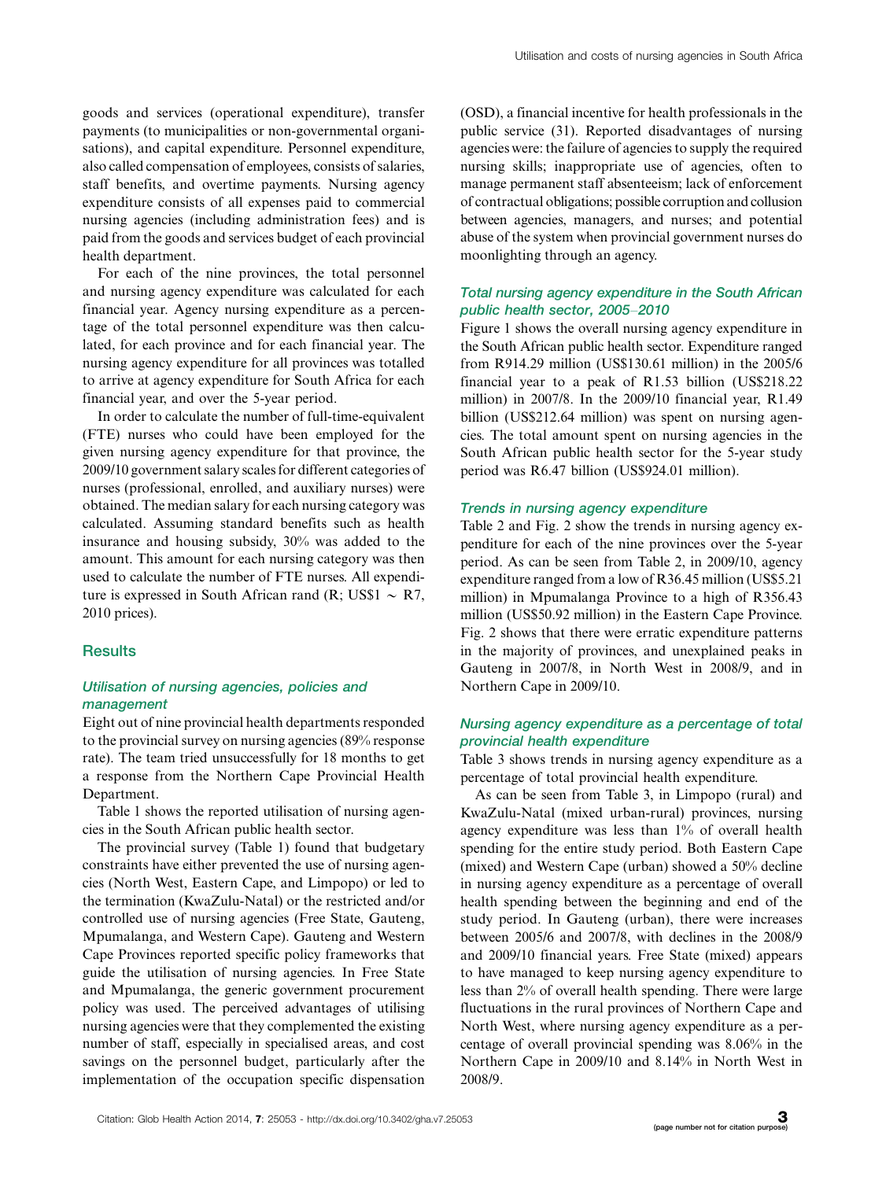goods and services (operational expenditure), transfer payments (to municipalities or non-governmental organisations), and capital expenditure. Personnel expenditure, also called compensation of employees, consists of salaries, staff benefits, and overtime payments. Nursing agency expenditure consists of all expenses paid to commercial nursing agencies (including administration fees) and is paid from the goods and services budget of each provincial health department.

For each of the nine provinces, the total personnel and nursing agency expenditure was calculated for each financial year. Agency nursing expenditure as a percentage of the total personnel expenditure was then calculated, for each province and for each financial year. The nursing agency expenditure for all provinces was totalled to arrive at agency expenditure for South Africa for each financial year, and over the 5-year period.

In order to calculate the number of full-time-equivalent (FTE) nurses who could have been employed for the given nursing agency expenditure for that province, the 2009/10 government salary scales for different categories of nurses (professional, enrolled, and auxiliary nurses) were obtained. The median salary for each nursing category was calculated. Assuming standard benefits such as health insurance and housing subsidy, 30% was added to the amount. This amount for each nursing category was then used to calculate the number of FTE nurses. All expenditure is expressed in South African rand (R; US$1 ~ R7, 2010 prices).

## Results

### Utilisation of nursing agencies, policies and management

Eight out of nine provincial health departments responded to the provincial survey on nursing agencies (89% response rate). The team tried unsuccessfully for 18 months to get a response from the Northern Cape Provincial Health Department.

Table 1 shows the reported utilisation of nursing agencies in the South African public health sector.

The provincial survey (Table 1) found that budgetary constraints have either prevented the use of nursing agencies (North West, Eastern Cape, and Limpopo) or led to the termination (KwaZulu-Natal) or the restricted and/or controlled use of nursing agencies (Free State, Gauteng, Mpumalanga, and Western Cape). Gauteng and Western Cape Provinces reported specific policy frameworks that guide the utilisation of nursing agencies. In Free State and Mpumalanga, the generic government procurement policy was used. The perceived advantages of utilising nursing agencies were that they complemented the existing number of staff, especially in specialised areas, and cost savings on the personnel budget, particularly after the implementation of the occupation specific dispensation (OSD), a financial incentive for health professionals in the public service (31). Reported disadvantages of nursing agencies were: the failure of agencies to supply the required nursing skills; inappropriate use of agencies, often to manage permanent staff absenteeism; lack of enforcement of contractual obligations; possible corruption and collusion between agencies, managers, and nurses; and potential abuse of the system when provincial government nurses do moonlighting through an agency.

### Total nursing agency expenditure in the South African public health sector, 2005–2010

Figure 1 shows the overall nursing agency expenditure in the South African public health sector. Expenditure ranged from R914.29 million (US$130.61 million) in the 2005/6 financial year to a peak of R1.53 billion (US$218.22 million) in 2007/8. In the 2009/10 financial year, R1.49 billion (US$212.64 million) was spent on nursing agencies. The total amount spent on nursing agencies in the South African public health sector for the 5-year study period was R6.47 billion (US$924.01 million).

### Trends in nursing agency expenditure

Table 2 and Fig. 2 show the trends in nursing agency expenditure for each of the nine provinces over the 5-year period. As can be seen from Table 2, in 2009/10, agency expenditure ranged from a low of R36.45 million (US$5.21 million) in Mpumalanga Province to a high of R356.43 million (US$50.92 million) in the Eastern Cape Province. Fig. 2 shows that there were erratic expenditure patterns in the majority of provinces, and unexplained peaks in Gauteng in 2007/8, in North West in 2008/9, and in Northern Cape in 2009/10.

### Nursing agency expenditure as a percentage of total provincial health expenditure

Table 3 shows trends in nursing agency expenditure as a percentage of total provincial health expenditure.

As can be seen from Table 3, in Limpopo (rural) and KwaZulu-Natal (mixed urban-rural) provinces, nursing agency expenditure was less than 1% of overall health spending for the entire study period. Both Eastern Cape (mixed) and Western Cape (urban) showed a 50% decline in nursing agency expenditure as a percentage of overall health spending between the beginning and end of the study period. In Gauteng (urban), there were increases between 2005/6 and 2007/8, with declines in the 2008/9 and 2009/10 financial years. Free State (mixed) appears to have managed to keep nursing agency expenditure to less than 2% of overall health spending. There were large fluctuations in the rural provinces of Northern Cape and North West, where nursing agency expenditure as a percentage of overall provincial spending was 8.06% in the Northern Cape in 2009/10 and 8.14% in North West in 2008/9.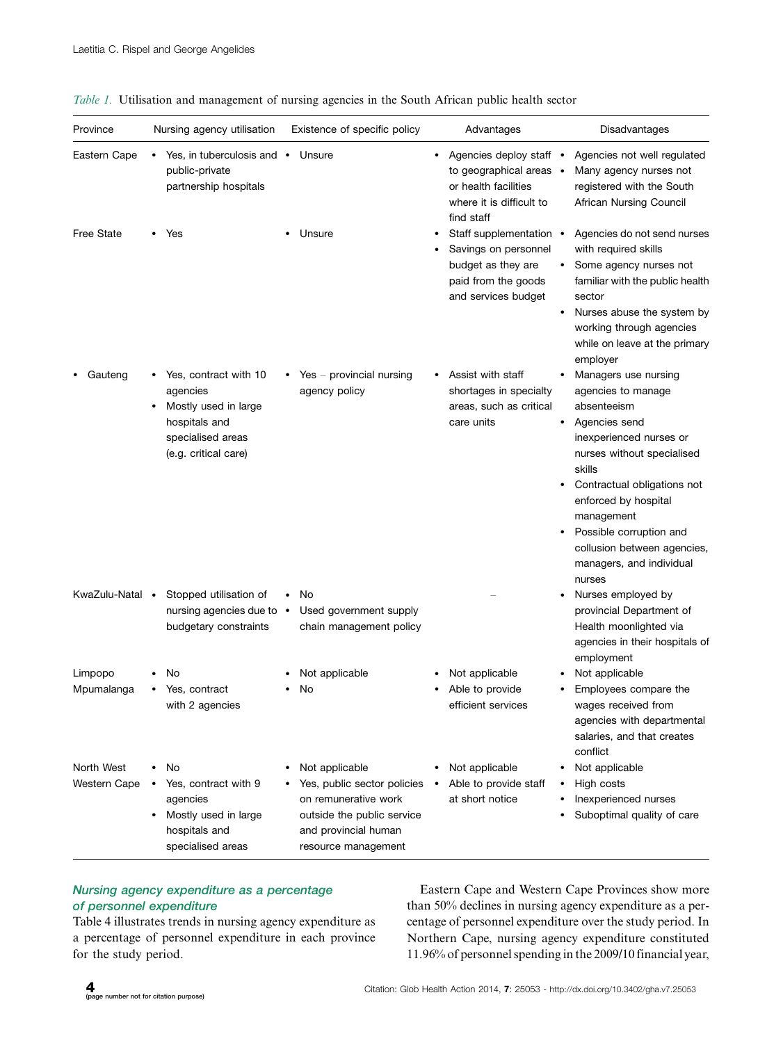*Table 1.* Utilisation and management of nursing agencies in the South African public health sector

| Province | Nursing agency utilisation | Existence of specific policy | Advantages | Disadvantages |
|---|---|---|---|---|
| Eastern Cape | • Yes, in tuberculosis and public-private partnership hospitals | • Unsure | • Agencies deploy staff to geographical areas or health facilities where it is difficult to find staff | • Agencies not well regulated<br>• Many agency nurses not registered with the South African Nursing Council |
| Free State | • Yes | • Unsure | • Staff supplementation<br>• Savings on personnel budget as they are paid from the goods and services budget | • Agencies do not send nurses with required skills<br>• Some agency nurses not familiar with the public health sector<br>• Nurses abuse the system by working through agencies while on leave at the primary employer |
| • Gauteng | • Yes, contract with 10 agencies<br>• Mostly used in large hospitals and specialised areas (e.g. critical care) | • Yes – provincial nursing agency policy | • Assist with staff shortages in specialty areas, such as critical care units | • Managers use nursing agencies to manage absenteeism<br>• Agencies send inexperienced nurses or nurses without specialised skills<br>• Contractual obligations not enforced by hospital management<br>• Possible corruption and collusion between agencies, managers, and individual nurses |
| KwaZulu-Natal | • Stopped utilisation of nursing agencies due to budgetary constraints | • No<br>• Used government supply chain management policy | – | • Nurses employed by provincial Department of Health moonlighted via agencies in their hospitals of employment |
| Limpopo | • No | • Not applicable | • Not applicable | • Not applicable |
| Mpumalanga | • Yes, contract with 2 agencies | • No | • Able to provide efficient services | • Employees compare the wages received from agencies with departmental salaries, and that creates conflict |
| North West | • No | • Not applicable | • Not applicable | • Not applicable |
| Western Cape | • Yes, contract with 9 agencies<br>• Mostly used in large hospitals and specialised areas | • Yes, public sector policies on remunerative work outside the public service and provincial human resource management | • Able to provide staff at short notice | • High costs<br>• Inexperienced nurses<br>• Suboptimal quality of care |

### *Nursing agency expenditure as a percentage of personnel expenditure*

Table 4 illustrates trends in nursing agency expenditure as a percentage of personnel expenditure in each province for the study period.

Eastern Cape and Western Cape Provinces show more than 50% declines in nursing agency expenditure as a percentage of personnel expenditure over the study period. In Northern Cape, nursing agency expenditure constituted 11.96% of personnel spending in the 2009/10 financial year,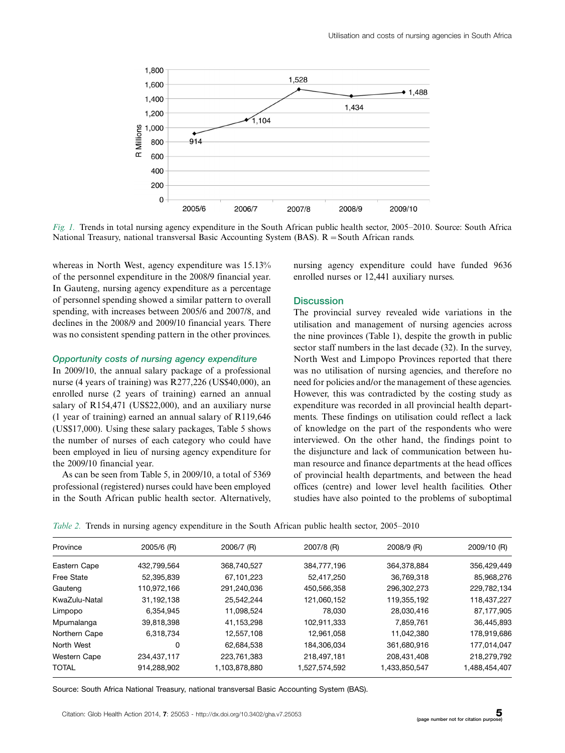Fig. 1. Trends in total nursing agency expenditure in the South African public health sector, 2005–2010. Source: South Africa National Treasury, national transversal Basic Accounting System (BAS). R = South African rands.

whereas in North West, agency expenditure was 15.13% of the personnel expenditure in the 2008/9 financial year. In Gauteng, nursing agency expenditure as a percentage of personnel spending showed a similar pattern to overall spending, with increases between 2005/6 and 2007/8, and declines in the 2008/9 and 2009/10 financial years. There was no consistent spending pattern in the other provinces.

### Opportunity costs of nursing agency expenditure

In 2009/10, the annual salary package of a professional nurse (4 years of training) was R277,226 (US$40,000), an enrolled nurse (2 years of training) earned an annual salary of R154,471 (US$22,000), and an auxiliary nurse (1 year of training) earned an annual salary of R119,646 (US$17,000). Using these salary packages, Table 5 shows the number of nurses of each category who could have been employed in lieu of nursing agency expenditure for the 2009/10 financial year.

As can be seen from Table 5, in 2009/10, a total of 5369 professional (registered) nurses could have been employed in the South African public health sector. Alternatively, nursing agency expenditure could have funded 9636 enrolled nurses or 12,441 auxiliary nurses.

## Discussion

The provincial survey revealed wide variations in the utilisation and management of nursing agencies across the nine provinces (Table 1), despite the growth in public sector staff numbers in the last decade (32). In the survey, North West and Limpopo Provinces reported that there was no utilisation of nursing agencies, and therefore no need for policies and/or the management of these agencies. However, this was contradicted by the costing study as expenditure was recorded in all provincial health departments. These findings on utilisation could reflect a lack of knowledge on the part of the respondents who were interviewed. On the other hand, the findings point to the disjuncture and lack of communication between human resource and finance departments at the head offices of provincial health departments, and between the head offices (centre) and lower level health facilities. Other studies have also pointed to the problems of suboptimal

Table 2. Trends in nursing agency expenditure in the South African public health sector, 2005–2010

| Province | 2005/6 (R) | 2006/7 (R) | 2007/8 (R) | 2008/9 (R) | 2009/10 (R) |
|---|---|---|---|---|---|
| Eastern Cape | 432,799,564 | 368,740,527 | 384,777,196 | 364,378,884 | 356,429,449 |
| Free State | 52,395,839 | 67,101,223 | 52,417,250 | 36,769,318 | 85,968,276 |
| Gauteng | 110,972,166 | 291,240,036 | 450,566,358 | 296,302,273 | 229,782,134 |
| KwaZulu-Natal | 31,192,138 | 25,542,244 | 121,060,152 | 119,355,192 | 118,437,227 |
| Limpopo | 6,354,945 | 11,098,524 | 78,030 | 28,030,416 | 87,177,905 |
| Mpumalanga | 39,818,398 | 41,153,298 | 102,911,333 | 7,859,761 | 36,445,893 |
| Northern Cape | 6,318,734 | 12,557,108 | 12,961,058 | 11,042,380 | 178,919,686 |
| North West | 0 | 62,684,538 | 184,306,034 | 361,680,916 | 177,014,047 |
| Western Cape | 234,437,117 | 223,761,383 | 218,497,181 | 208,431,408 | 218,279,792 |
| TOTAL | 914,288,902 | 1,103,878,880 | 1,527,574,592 | 1,433,850,547 | 1,488,454,407 |

Source: South Africa National Treasury, national transversal Basic Accounting System (BAS).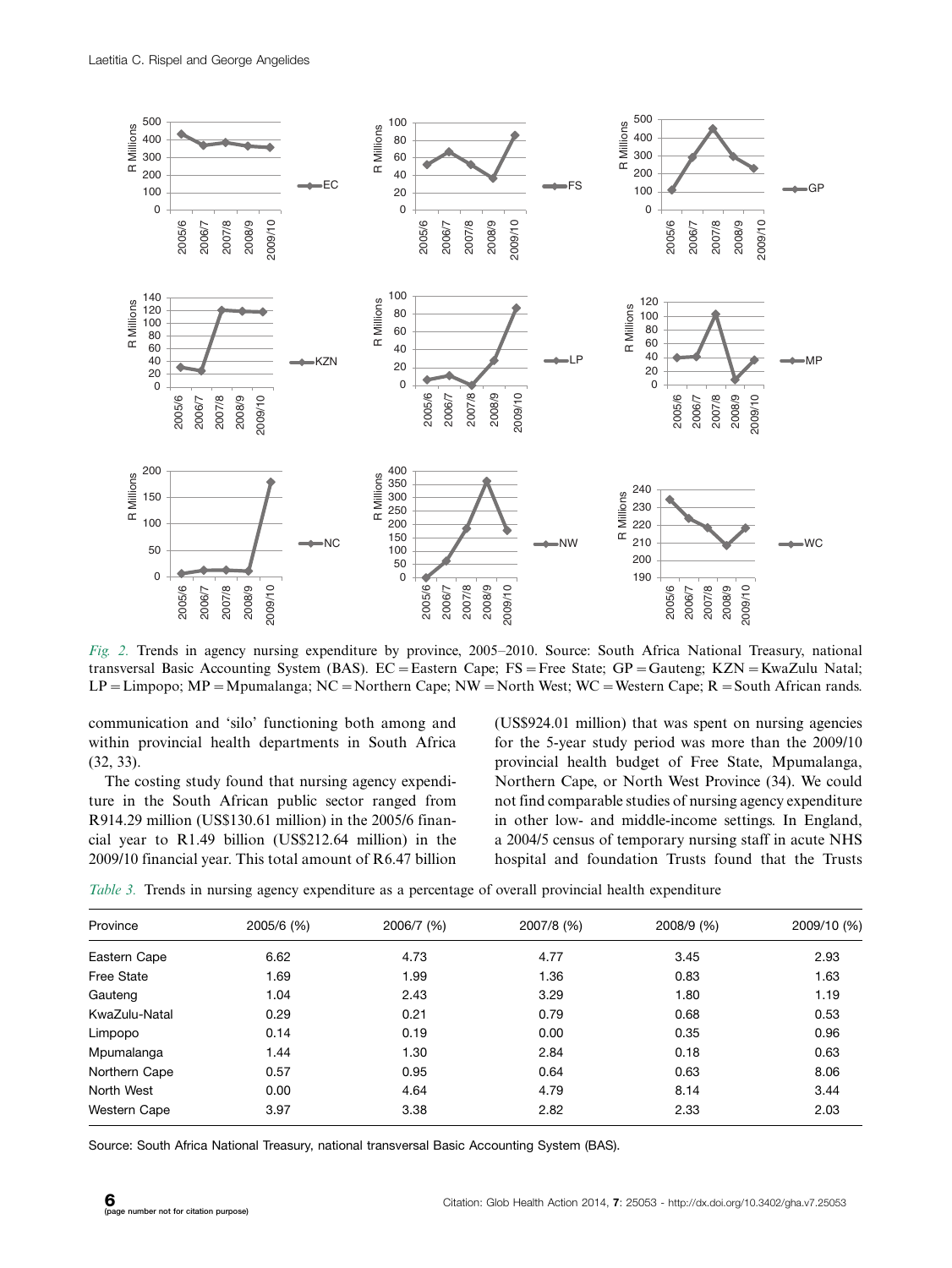*Fig. 2.* Trends in agency nursing expenditure by province, 2005–2010. Source: South Africa National Treasury, national transversal Basic Accounting System (BAS). EC = Eastern Cape; FS = Free State; GP = Gauteng; KZN = KwaZulu Natal; LP = Limpopo; MP = Mpumalanga; NC = Northern Cape; NW = North West; WC = Western Cape; R = South African rands.

communication and 'silo' functioning both among and within provincial health departments in South Africa (32, 33).

The costing study found that nursing agency expenditure in the South African public sector ranged from R914.29 million (US$130.61 million) in the 2005/6 financial year to R1.49 billion (US$212.64 million) in the 2009/10 financial year. This total amount of R6.47 billion (US$924.01 million) that was spent on nursing agencies for the 5-year study period was more than the 2009/10 provincial health budget of Free State, Mpumalanga, Northern Cape, or North West Province (34). We could not find comparable studies of nursing agency expenditure in other low- and middle-income settings. In England, a 2004/5 census of temporary nursing staff in acute NHS hospital and foundation Trusts found that the Trusts

*Table 3.* Trends in nursing agency expenditure as a percentage of overall provincial health expenditure

| Province | 2005/6 (%) | 2006/7 (%) | 2007/8 (%) | 2008/9 (%) | 2009/10 (%) |
|---|---|---|---|---|---|
| Eastern Cape | 6.62 | 4.73 | 4.77 | 3.45 | 2.93 |
| Free State | 1.69 | 1.99 | 1.36 | 0.83 | 1.63 |
| Gauteng | 1.04 | 2.43 | 3.29 | 1.80 | 1.19 |
| KwaZulu-Natal | 0.29 | 0.21 | 0.79 | 0.68 | 0.53 |
| Limpopo | 0.14 | 0.19 | 0.00 | 0.35 | 0.96 |
| Mpumalanga | 1.44 | 1.30 | 2.84 | 0.18 | 0.63 |
| Northern Cape | 0.57 | 0.95 | 0.64 | 0.63 | 8.06 |
| North West | 0.00 | 4.64 | 4.79 | 8.14 | 3.44 |
| Western Cape | 3.97 | 3.38 | 2.82 | 2.33 | 2.03 |

Source: South Africa National Treasury, national transversal Basic Accounting System (BAS).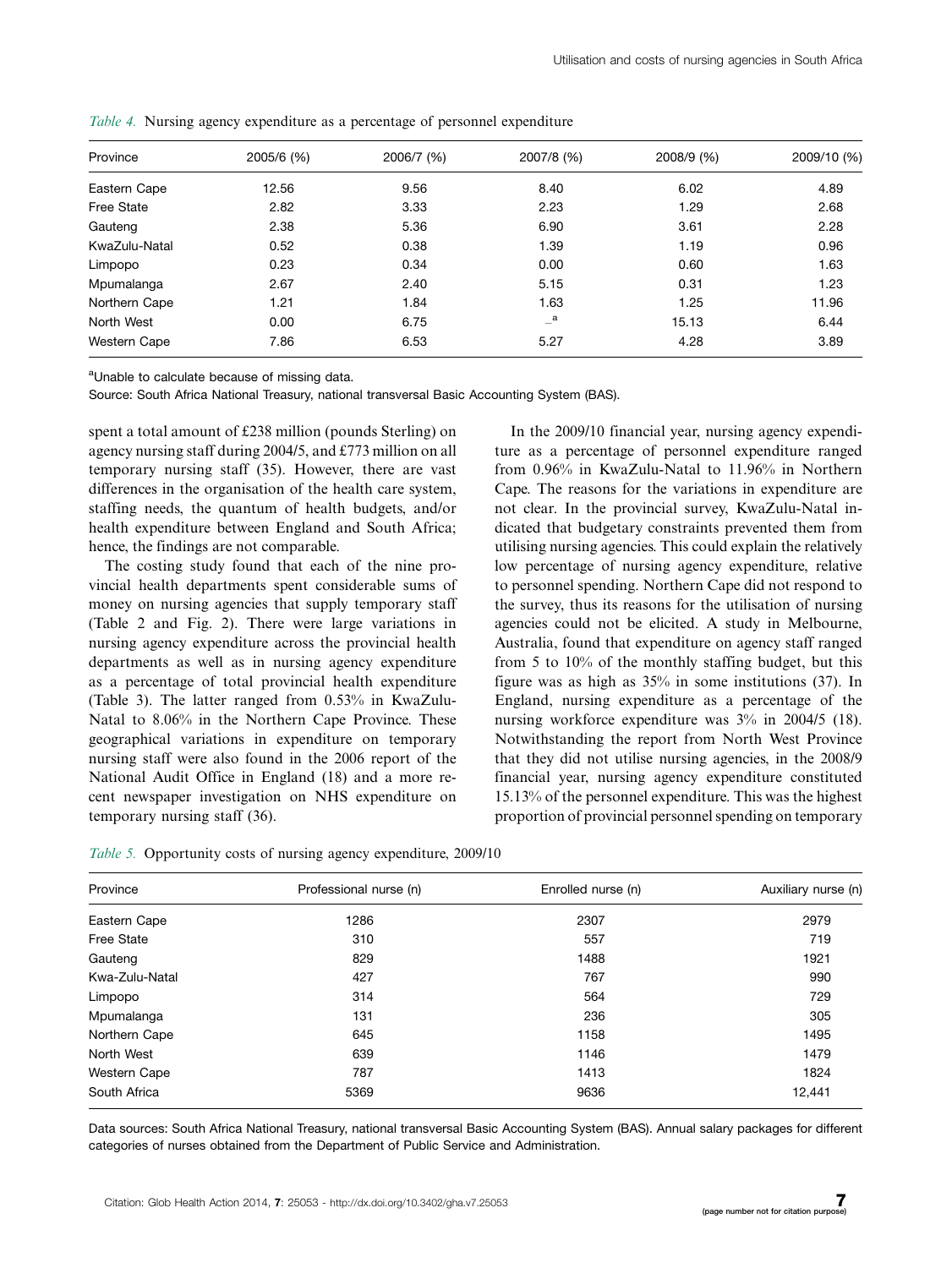*Table 4.* Nursing agency expenditure as a percentage of personnel expenditure

| Province | 2005/6 (%) | 2006/7 (%) | 2007/8 (%) | 2008/9 (%) | 2009/10 (%) |
|---|---|---|---|---|---|
| Eastern Cape | 12.56 | 9.56 | 8.40 | 6.02 | 4.89 |
| Free State | 2.82 | 3.33 | 2.23 | 1.29 | 2.68 |
| Gauteng | 2.38 | 5.36 | 6.90 | 3.61 | 2.28 |
| KwaZulu-Natal | 0.52 | 0.38 | 1.39 | 1.19 | 0.96 |
| Limpopo | 0.23 | 0.34 | 0.00 | 0.60 | 1.63 |
| Mpumalanga | 2.67 | 2.40 | 5.15 | 0.31 | 1.23 |
| Northern Cape | 1.21 | 1.84 | 1.63 | 1.25 | 11.96 |
| North West | 0.00 | 6.75 | –[a] | 15.13 | 6.44 |
| Western Cape | 7.86 | 6.53 | 5.27 | 4.28 | 3.89 |

[a]Unable to calculate because of missing data.

Source: South Africa National Treasury, national transversal Basic Accounting System (BAS).

spent a total amount of £238 million (pounds Sterling) on agency nursing staff during 2004/5, and £773 million on all temporary nursing staff (35). However, there are vast differences in the organisation of the health care system, staffing needs, the quantum of health budgets, and/or health expenditure between England and South Africa; hence, the findings are not comparable.

The costing study found that each of the nine provincial health departments spent considerable sums of money on nursing agencies that supply temporary staff (Table 2 and Fig. 2). There were large variations in nursing agency expenditure across the provincial health departments as well as in nursing agency expenditure as a percentage of total provincial health expenditure (Table 3). The latter ranged from 0.53% in KwaZulu-Natal to 8.06% in the Northern Cape Province. These geographical variations in expenditure on temporary nursing staff were also found in the 2006 report of the National Audit Office in England (18) and a more recent newspaper investigation on NHS expenditure on temporary nursing staff (36).

In the 2009/10 financial year, nursing agency expenditure as a percentage of personnel expenditure ranged from 0.96% in KwaZulu-Natal to 11.96% in Northern Cape. The reasons for the variations in expenditure are not clear. In the provincial survey, KwaZulu-Natal indicated that budgetary constraints prevented them from utilising nursing agencies. This could explain the relatively low percentage of nursing agency expenditure, relative to personnel spending. Northern Cape did not respond to the survey, thus its reasons for the utilisation of nursing agencies could not be elicited. A study in Melbourne, Australia, found that expenditure on agency staff ranged from 5 to 10% of the monthly staffing budget, but this figure was as high as 35% in some institutions (37). In England, nursing expenditure as a percentage of the nursing workforce expenditure was 3% in 2004/5 (18). Notwithstanding the report from North West Province that they did not utilise nursing agencies, in the 2008/9 financial year, nursing agency expenditure constituted 15.13% of the personnel expenditure. This was the highest proportion of provincial personnel spending on temporary

*Table 5.* Opportunity costs of nursing agency expenditure, 2009/10

| Province | Professional nurse (n) | Enrolled nurse (n) | Auxiliary nurse (n) |
|---|---|---|---|
| Eastern Cape | 1286 | 2307 | 2979 |
| Free State | 310 | 557 | 719 |
| Gauteng | 829 | 1488 | 1921 |
| Kwa-Zulu-Natal | 427 | 767 | 990 |
| Limpopo | 314 | 564 | 729 |
| Mpumalanga | 131 | 236 | 305 |
| Northern Cape | 645 | 1158 | 1495 |
| North West | 639 | 1146 | 1479 |
| Western Cape | 787 | 1413 | 1824 |
| South Africa | 5369 | 9636 | 12,441 |

Data sources: South Africa National Treasury, national transversal Basic Accounting System (BAS). Annual salary packages for different categories of nurses obtained from the Department of Public Service and Administration.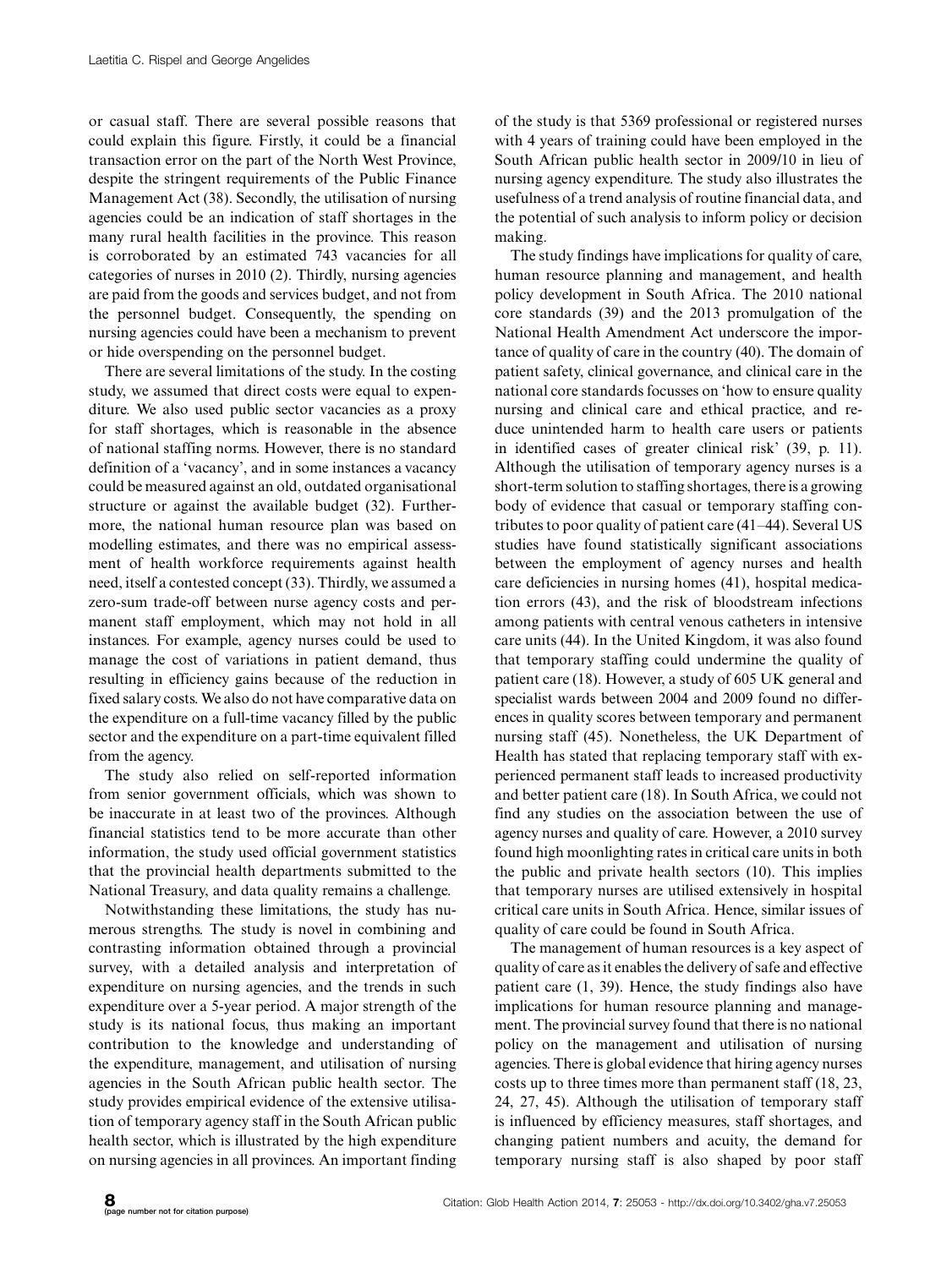or casual staff. There are several possible reasons that could explain this figure. Firstly, it could be a financial transaction error on the part of the North West Province, despite the stringent requirements of the Public Finance Management Act (38). Secondly, the utilisation of nursing agencies could be an indication of staff shortages in the many rural health facilities in the province. This reason is corroborated by an estimated 743 vacancies for all categories of nurses in 2010 (2). Thirdly, nursing agencies are paid from the goods and services budget, and not from the personnel budget. Consequently, the spending on nursing agencies could have been a mechanism to prevent or hide overspending on the personnel budget.

There are several limitations of the study. In the costing study, we assumed that direct costs were equal to expenditure. We also used public sector vacancies as a proxy for staff shortages, which is reasonable in the absence of national staffing norms. However, there is no standard definition of a 'vacancy', and in some instances a vacancy could be measured against an old, outdated organisational structure or against the available budget (32). Furthermore, the national human resource plan was based on modelling estimates, and there was no empirical assessment of health workforce requirements against health need, itself a contested concept (33). Thirdly, we assumed a zero-sum trade-off between nurse agency costs and permanent staff employment, which may not hold in all instances. For example, agency nurses could be used to manage the cost of variations in patient demand, thus resulting in efficiency gains because of the reduction in fixed salary costs. We also do not have comparative data on the expenditure on a full-time vacancy filled by the public sector and the expenditure on a part-time equivalent filled from the agency.

The study also relied on self-reported information from senior government officials, which was shown to be inaccurate in at least two of the provinces. Although financial statistics tend to be more accurate than other information, the study used official government statistics that the provincial health departments submitted to the National Treasury, and data quality remains a challenge.

Notwithstanding these limitations, the study has numerous strengths. The study is novel in combining and contrasting information obtained through a provincial survey, with a detailed analysis and interpretation of expenditure on nursing agencies, and the trends in such expenditure over a 5-year period. A major strength of the study is its national focus, thus making an important contribution to the knowledge and understanding of the expenditure, management, and utilisation of nursing agencies in the South African public health sector. The study provides empirical evidence of the extensive utilisation of temporary agency staff in the South African public health sector, which is illustrated by the high expenditure on nursing agencies in all provinces. An important finding of the study is that 5369 professional or registered nurses with 4 years of training could have been employed in the South African public health sector in 2009/10 in lieu of nursing agency expenditure. The study also illustrates the usefulness of a trend analysis of routine financial data, and the potential of such analysis to inform policy or decision making.

The study findings have implications for quality of care, human resource planning and management, and health policy development in South Africa. The 2010 national core standards (39) and the 2013 promulgation of the National Health Amendment Act underscore the importance of quality of care in the country (40). The domain of patient safety, clinical governance, and clinical care in the national core standards focusses on 'how to ensure quality nursing and clinical care and ethical practice, and reduce unintended harm to health care users or patients in identified cases of greater clinical risk' (39, p. 11). Although the utilisation of temporary agency nurses is a short-term solution to staffing shortages, there is a growing body of evidence that casual or temporary staffing contributes to poor quality of patient care (41–44). Several US studies have found statistically significant associations between the employment of agency nurses and health care deficiencies in nursing homes (41), hospital medication errors (43), and the risk of bloodstream infections among patients with central venous catheters in intensive care units (44). In the United Kingdom, it was also found that temporary staffing could undermine the quality of patient care (18). However, a study of 605 UK general and specialist wards between 2004 and 2009 found no differences in quality scores between temporary and permanent nursing staff (45). Nonetheless, the UK Department of Health has stated that replacing temporary staff with experienced permanent staff leads to increased productivity and better patient care (18). In South Africa, we could not find any studies on the association between the use of agency nurses and quality of care. However, a 2010 survey found high moonlighting rates in critical care units in both the public and private health sectors (10). This implies that temporary nurses are utilised extensively in hospital critical care units in South Africa. Hence, similar issues of quality of care could be found in South Africa.

The management of human resources is a key aspect of quality of care as it enables the delivery of safe and effective patient care (1, 39). Hence, the study findings also have implications for human resource planning and management. The provincial survey found that there is no national policy on the management and utilisation of nursing agencies. There is global evidence that hiring agency nurses costs up to three times more than permanent staff (18, 23, 24, 27, 45). Although the utilisation of temporary staff is influenced by efficiency measures, staff shortages, and changing patient numbers and acuity, the demand for temporary nursing staff is also shaped by poor staff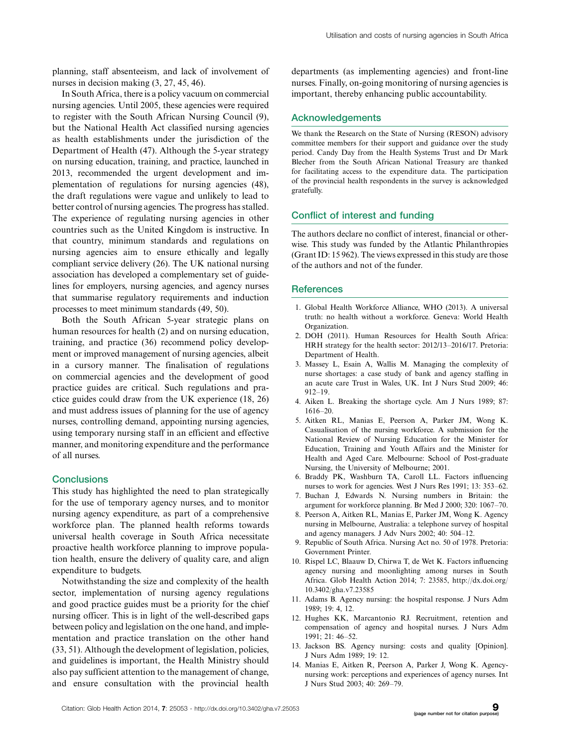planning, staff absenteeism, and lack of involvement of nurses in decision making (3, 27, 45, 46).

In South Africa, there is a policy vacuum on commercial nursing agencies. Until 2005, these agencies were required to register with the South African Nursing Council (9), but the National Health Act classified nursing agencies as health establishments under the jurisdiction of the Department of Health (47). Although the 5-year strategy on nursing education, training, and practice, launched in 2013, recommended the urgent development and implementation of regulations for nursing agencies (48), the draft regulations were vague and unlikely to lead to better control of nursing agencies. The progress has stalled. The experience of regulating nursing agencies in other countries such as the United Kingdom is instructive. In that country, minimum standards and regulations on nursing agencies aim to ensure ethically and legally compliant service delivery (26). The UK national nursing association has developed a complementary set of guidelines for employers, nursing agencies, and agency nurses that summarise regulatory requirements and induction processes to meet minimum standards (49, 50).

Both the South African 5-year strategic plans on human resources for health (2) and on nursing education, training, and practice (36) recommend policy development or improved management of nursing agencies, albeit in a cursory manner. The finalisation of regulations on commercial agencies and the development of good practice guides are critical. Such regulations and practice guides could draw from the UK experience (18, 26) and must address issues of planning for the use of agency nurses, controlling demand, appointing nursing agencies, using temporary nursing staff in an efficient and effective manner, and monitoring expenditure and the performance of all nurses.

## Conclusions

This study has highlighted the need to plan strategically for the use of temporary agency nurses, and to monitor nursing agency expenditure, as part of a comprehensive workforce plan. The planned health reforms towards universal health coverage in South Africa necessitate proactive health workforce planning to improve population health, ensure the delivery of quality care, and align expenditure to budgets.

Notwithstanding the size and complexity of the health sector, implementation of nursing agency regulations and good practice guides must be a priority for the chief nursing officer. This is in light of the well-described gaps between policy and legislation on the one hand, and implementation and practice translation on the other hand (33, 51). Although the development of legislation, policies, and guidelines is important, the Health Ministry should also pay sufficient attention to the management of change, and ensure consultation with the provincial health departments (as implementing agencies) and front-line nurses. Finally, on-going monitoring of nursing agencies is important, thereby enhancing public accountability.

## Acknowledgements

We thank the Research on the State of Nursing (RESON) advisory committee members for their support and guidance over the study period. Candy Day from the Health Systems Trust and Dr Mark Blecher from the South African National Treasury are thanked for facilitating access to the expenditure data. The participation of the provincial health respondents in the survey is acknowledged gratefully.

## Conflict of interest and funding

The authors declare no conflict of interest, financial or otherwise. This study was funded by the Atlantic Philanthropies (Grant ID: 15 962). The views expressed in this study are those of the authors and not of the funder.

## References

1. Global Health Workforce Alliance, WHO (2013). A universal truth: no health without a workforce. Geneva: World Health Organization.
2. DOH (2011). Human Resources for Health South Africa: HRH strategy for the health sector: 2012/13–2016/17. Pretoria: Department of Health.
3. Massey L, Esain A, Wallis M. Managing the complexity of nurse shortages: a case study of bank and agency staffing in an acute care Trust in Wales, UK. Int J Nurs Stud 2009; 46: 912–19.
4. Aiken L. Breaking the shortage cycle. Am J Nurs 1989; 87: 1616–20.
5. Aitken RL, Manias E, Peerson A, Parker JM, Wong K. Casualisation of the nursing workforce. A submission for the National Review of Nursing Education for the Minister for Education, Training and Youth Affairs and the Minister for Health and Aged Care. Melbourne: School of Post-graduate Nursing, the University of Melbourne; 2001.
6. Braddy PK, Washburn TA, Caroll LL. Factors influencing nurses to work for agencies. West J Nurs Res 1991; 13: 353–62.
7. Buchan J, Edwards N. Nursing numbers in Britain: the argument for workforce planning. Br Med J 2000; 320: 1067–70.
8. Peerson A, Aitken RL, Manias E, Parker JM, Wong K. Agency nursing in Melbourne, Australia: a telephone survey of hospital and agency managers. J Adv Nurs 2002; 40: 504–12.
9. Republic of South Africa. Nursing Act no. 50 of 1978. Pretoria: Government Printer.
10. Rispel LC, Blaauw D, Chirwa T, de Wet K. Factors influencing agency nursing and moonlighting among nurses in South Africa. Glob Health Action 2014; 7: 23585, http://dx.doi.org/10.3402/gha.v7.23585
11. Adams B. Agency nursing: the hospital response. J Nurs Adm 1989; 19: 4, 12.
12. Hughes KK, Marcantonio RJ. Recruitment, retention and compensation of agency and hospital nurses. J Nurs Adm 1991; 21: 46–52.
13. Jackson BS. Agency nursing: costs and quality [Opinion]. J Nurs Adm 1989; 19: 12.
14. Manias E, Aitken R, Peerson A, Parker J, Wong K. Agency-nursing work: perceptions and experiences of agency nurses. Int J Nurs Stud 2003; 40: 269–79.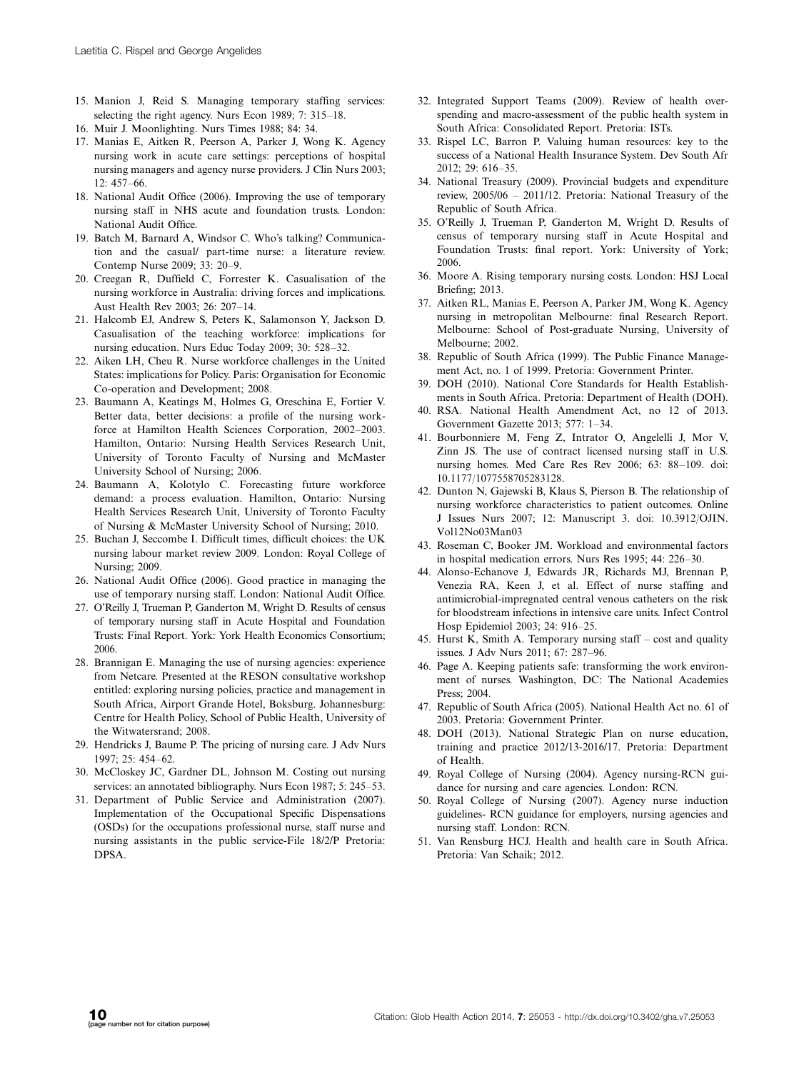15. Manion J, Reid S. Managing temporary staffing services: selecting the right agency. Nurs Econ 1989; 7: 315–18.
16. Muir J. Moonlighting. Nurs Times 1988; 84: 34.
17. Manias E, Aitken R, Peerson A, Parker J, Wong K. Agency nursing work in acute care settings: perceptions of hospital nursing managers and agency nurse providers. J Clin Nurs 2003; 12: 457–66.
18. National Audit Office (2006). Improving the use of temporary nursing staff in NHS acute and foundation trusts. London: National Audit Office.
19. Batch M, Barnard A, Windsor C. Who's talking? Communication and the casual/ part-time nurse: a literature review. Contemp Nurse 2009; 33: 20–9.
20. Creegan R, Duffield C, Forrester K. Casualisation of the nursing workforce in Australia: driving forces and implications. Aust Health Rev 2003; 26: 207–14.
21. Halcomb EJ, Andrew S, Peters K, Salamonson Y, Jackson D. Casualisation of the teaching workforce: implications for nursing education. Nurs Educ Today 2009; 30: 528–32.
22. Aiken LH, Cheu R. Nurse workforce challenges in the United States: implications for Policy. Paris: Organisation for Economic Co-operation and Development; 2008.
23. Baumann A, Keatings M, Holmes G, Oreschina E, Fortier V. Better data, better decisions: a profile of the nursing workforce at Hamilton Health Sciences Corporation, 2002–2003. Hamilton, Ontario: Nursing Health Services Research Unit, University of Toronto Faculty of Nursing and McMaster University School of Nursing; 2006.
24. Baumann A, Kolotylo C. Forecasting future workforce demand: a process evaluation. Hamilton, Ontario: Nursing Health Services Research Unit, University of Toronto Faculty of Nursing & McMaster University School of Nursing; 2010.
25. Buchan J, Seccombe I. Difficult times, difficult choices: the UK nursing labour market review 2009. London: Royal College of Nursing; 2009.
26. National Audit Office (2006). Good practice in managing the use of temporary nursing staff. London: National Audit Office.
27. O'Reilly J, Trueman P, Ganderton M, Wright D. Results of census of temporary nursing staff in Acute Hospital and Foundation Trusts: Final Report. York: York Health Economics Consortium; 2006.
28. Brannigan E. Managing the use of nursing agencies: experience from Netcare. Presented at the RESON consultative workshop entitled: exploring nursing policies, practice and management in South Africa, Airport Grande Hotel, Boksburg. Johannesburg: Centre for Health Policy, School of Public Health, University of the Witwatersrand; 2008.
29. Hendricks J, Baume P. The pricing of nursing care. J Adv Nurs 1997; 25: 454–62.
30. McCloskey JC, Gardner DL, Johnson M. Costing out nursing services: an annotated bibliography. Nurs Econ 1987; 5: 245–53.
31. Department of Public Service and Administration (2007). Implementation of the Occupational Specific Dispensations (OSDs) for the occupations professional nurse, staff nurse and nursing assistants in the public service-File 18/2/P Pretoria: DPSA.
32. Integrated Support Teams (2009). Review of health overspending and macro-assessment of the public health system in South Africa: Consolidated Report. Pretoria: ISTs.
33. Rispel LC, Barron P. Valuing human resources: key to the success of a National Health Insurance System. Dev South Afr 2012; 29: 616–35.
34. National Treasury (2009). Provincial budgets and expenditure review, 2005/06 – 2011/12. Pretoria: National Treasury of the Republic of South Africa.
35. O'Reilly J, Trueman P, Ganderton M, Wright D. Results of census of temporary nursing staff in Acute Hospital and Foundation Trusts: final report. York: University of York; 2006.
36. Moore A. Rising temporary nursing costs. London: HSJ Local Briefing; 2013.
37. Aitken RL, Manias E, Peerson A, Parker JM, Wong K. Agency nursing in metropolitan Melbourne: final Research Report. Melbourne: School of Post-graduate Nursing, University of Melbourne; 2002.
38. Republic of South Africa (1999). The Public Finance Management Act, no. 1 of 1999. Pretoria: Government Printer.
39. DOH (2010). National Core Standards for Health Establishments in South Africa. Pretoria: Department of Health (DOH).
40. RSA. National Health Amendment Act, no 12 of 2013. Government Gazette 2013; 577: 1–34.
41. Bourbonniere M, Feng Z, Intrator O, Angelelli J, Mor V, Zinn JS. The use of contract licensed nursing staff in U.S. nursing homes. Med Care Res Rev 2006; 63: 88–109. doi: 10.1177/1077558705283128.
42. Dunton N, Gajewski B, Klaus S, Pierson B. The relationship of nursing workforce characteristics to patient outcomes. Online J Issues Nurs 2007; 12: Manuscript 3. doi: 10.3912/OJIN.Vol12No03Man03
43. Roseman C, Booker JM. Workload and environmental factors in hospital medication errors. Nurs Res 1995; 44: 226–30.
44. Alonso-Echanove J, Edwards JR, Richards MJ, Brennan P, Venezia RA, Keen J, et al. Effect of nurse staffing and antimicrobial-impregnated central venous catheters on the risk for bloodstream infections in intensive care units. Infect Control Hosp Epidemiol 2003; 24: 916–25.
45. Hurst K, Smith A. Temporary nursing staff – cost and quality issues. J Adv Nurs 2011; 67: 287–96.
46. Page A. Keeping patients safe: transforming the work environment of nurses. Washington, DC: The National Academies Press; 2004.
47. Republic of South Africa (2005). National Health Act no. 61 of 2003. Pretoria: Government Printer.
48. DOH (2013). National Strategic Plan on nurse education, training and practice 2012/13-2016/17. Pretoria: Department of Health.
49. Royal College of Nursing (2004). Agency nursing-RCN guidance for nursing and care agencies. London: RCN.
50. Royal College of Nursing (2007). Agency nurse induction guidelines- RCN guidance for employers, nursing agencies and nursing staff. London: RCN.
51. Van Rensburg HCJ. Health and health care in South Africa. Pretoria: Van Schaik; 2012.